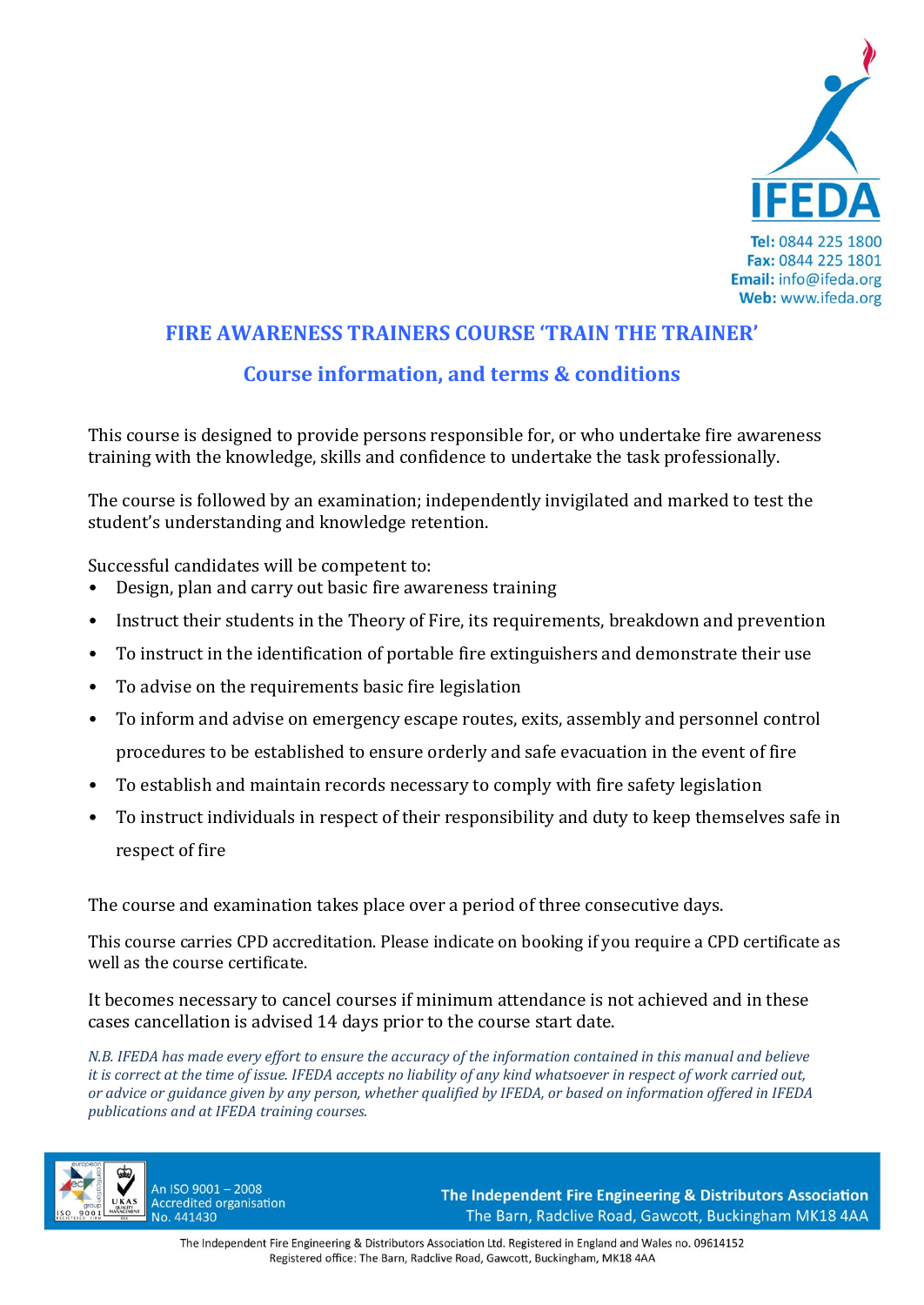IFEDA

**Tel:** 0844 225 1800
**Fax:** 0844 225 1801
**Email:** info@ifeda.org
**Web:** www.ifeda.org

# FIRE AWARENESS TRAINERS COURSE 'TRAIN THE TRAINER'

## Course information, and terms & conditions

This course is designed to provide persons responsible for, or who undertake fire awareness training with the knowledge, skills and confidence to undertake the task professionally.

The course is followed by an examination; independently invigilated and marked to test the student's understanding and knowledge retention.

Successful candidates will be competent to:

- Design, plan and carry out basic fire awareness training
- Instruct their students in the Theory of Fire, its requirements, breakdown and prevention
- To instruct in the identification of portable fire extinguishers and demonstrate their use
- To advise on the requirements basic fire legislation
- To inform and advise on emergency escape routes, exits, assembly and personnel control procedures to be established to ensure orderly and safe evacuation in the event of fire
- To establish and maintain records necessary to comply with fire safety legislation
- To instruct individuals in respect of their responsibility and duty to keep themselves safe in respect of fire

The course and examination takes place over a period of three consecutive days.

This course carries CPD accreditation. Please indicate on booking if you require a CPD certificate as well as the course certificate.

It becomes necessary to cancel courses if minimum attendance is not achieved and in these cases cancellation is advised 14 days prior to the course start date.

*N.B. IFEDA has made every effort to ensure the accuracy of the information contained in this manual and believe it is correct at the time of issue. IFEDA accepts no liability of any kind whatsoever in respect of work carried out, or advice or guidance given by any person, whether qualified by IFEDA, or based on information offered in IFEDA publications and at IFEDA training courses.*

An ISO 9001 – 2008 Accredited organisation No. 441430

**The Independent Fire Engineering & Distributors Association**
The Barn, Radclive Road, Gawcott, Buckingham MK18 4AA

The Independent Fire Engineering & Distributors Association Ltd. Registered in England and Wales no. 09614152
Registered office: The Barn, Radclive Road, Gawcott, Buckingham, MK18 4AA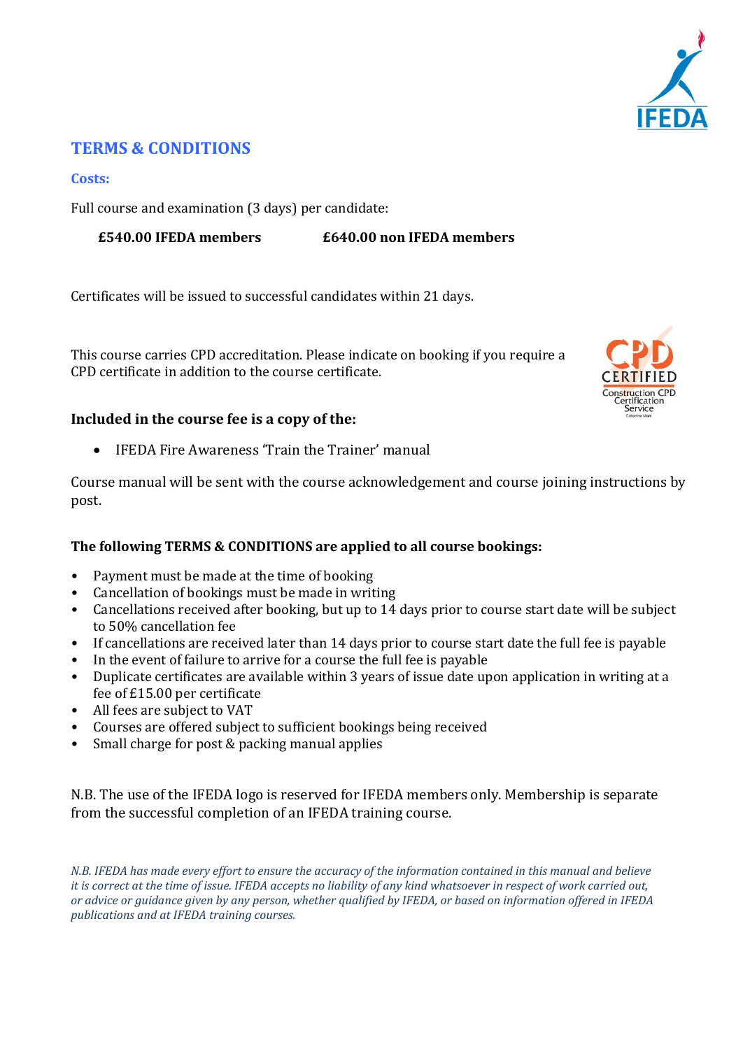## TERMS & CONDITIONS

### Costs:

Full course and examination (3 days) per candidate:

**£540.00 IFEDA members** **£640.00 non IFEDA members**

Certificates will be issued to successful candidates within 21 days.

This course carries CPD accreditation. Please indicate on booking if you require a CPD certificate in addition to the course certificate.

**Included in the course fee is a copy of the:**

- IFEDA Fire Awareness 'Train the Trainer' manual

Course manual will be sent with the course acknowledgement and course joining instructions by post.

**The following TERMS & CONDITIONS are applied to all course bookings:**

- Payment must be made at the time of booking
- Cancellation of bookings must be made in writing
- Cancellations received after booking, but up to 14 days prior to course start date will be subject to 50% cancellation fee
- If cancellations are received later than 14 days prior to course start date the full fee is payable
- In the event of failure to arrive for a course the full fee is payable
- Duplicate certificates are available within 3 years of issue date upon application in writing at a fee of £15.00 per certificate
- All fees are subject to VAT
- Courses are offered subject to sufficient bookings being received
- Small charge for post & packing manual applies

N.B. The use of the IFEDA logo is reserved for IFEDA members only. Membership is separate from the successful completion of an IFEDA training course.

*N.B. IFEDA has made every effort to ensure the accuracy of the information contained in this manual and believe it is correct at the time of issue. IFEDA accepts no liability of any kind whatsoever in respect of work carried out, or advice or guidance given by any person, whether qualified by IFEDA, or based on information offered in IFEDA publications and at IFEDA training courses.*